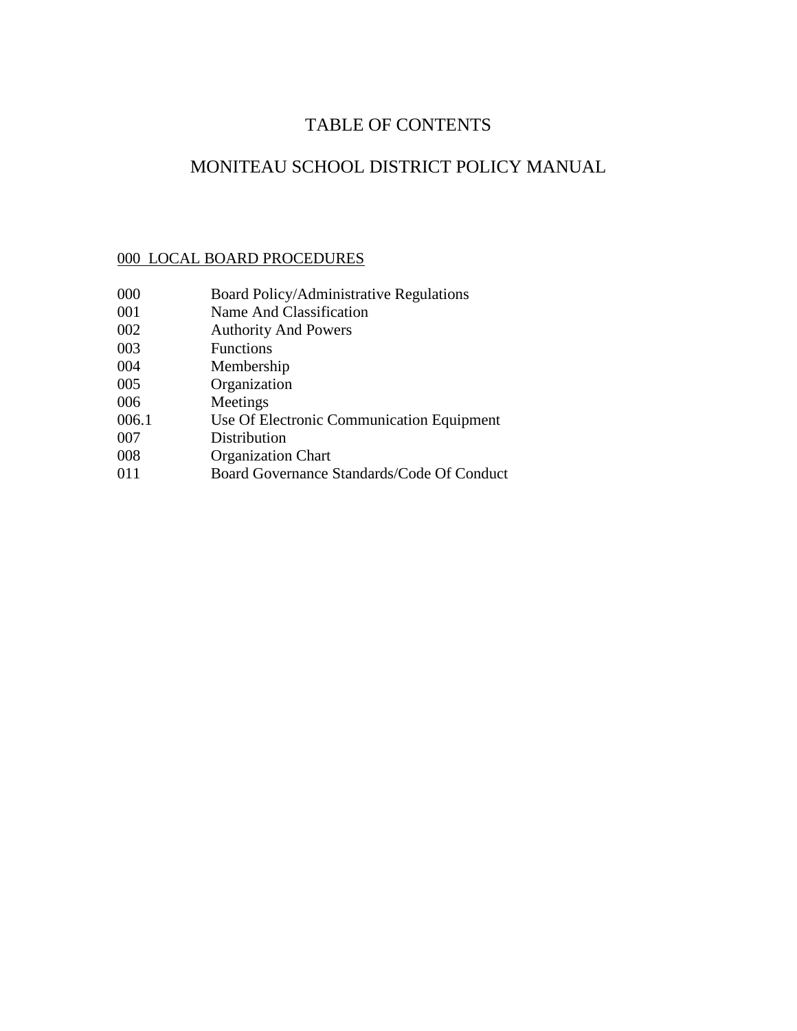# TABLE OF CONTENTS

# MONITEAU SCHOOL DISTRICT POLICY MANUAL

## 000 LOCAL BOARD PROCEDURES

| | |
|---|---|
| 000 | Board Policy/Administrative Regulations |
| 001 | Name And Classification |
| 002 | Authority And Powers |
| 003 | Functions |
| 004 | Membership |
| 005 | Organization |
| 006 | Meetings |
| 006.1 | Use Of Electronic Communication Equipment |
| 007 | Distribution |
| 008 | Organization Chart |
| 011 | Board Governance Standards/Code Of Conduct |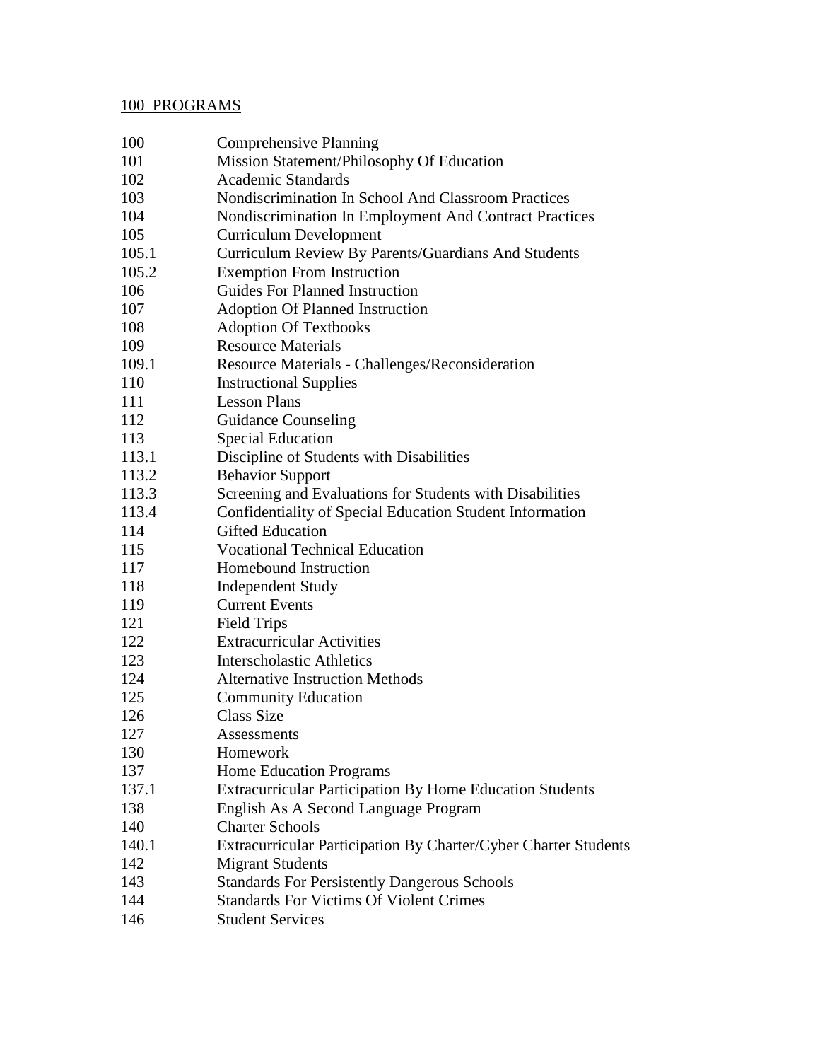## 100 PROGRAMS

| | |
|---|---|
| 100 | Comprehensive Planning |
| 101 | Mission Statement/Philosophy Of Education |
| 102 | Academic Standards |
| 103 | Nondiscrimination In School And Classroom Practices |
| 104 | Nondiscrimination In Employment And Contract Practices |
| 105 | Curriculum Development |
| 105.1 | Curriculum Review By Parents/Guardians And Students |
| 105.2 | Exemption From Instruction |
| 106 | Guides For Planned Instruction |
| 107 | Adoption Of Planned Instruction |
| 108 | Adoption Of Textbooks |
| 109 | Resource Materials |
| 109.1 | Resource Materials - Challenges/Reconsideration |
| 110 | Instructional Supplies |
| 111 | Lesson Plans |
| 112 | Guidance Counseling |
| 113 | Special Education |
| 113.1 | Discipline of Students with Disabilities |
| 113.2 | Behavior Support |
| 113.3 | Screening and Evaluations for Students with Disabilities |
| 113.4 | Confidentiality of Special Education Student Information |
| 114 | Gifted Education |
| 115 | Vocational Technical Education |
| 117 | Homebound Instruction |
| 118 | Independent Study |
| 119 | Current Events |
| 121 | Field Trips |
| 122 | Extracurricular Activities |
| 123 | Interscholastic Athletics |
| 124 | Alternative Instruction Methods |
| 125 | Community Education |
| 126 | Class Size |
| 127 | Assessments |
| 130 | Homework |
| 137 | Home Education Programs |
| 137.1 | Extracurricular Participation By Home Education Students |
| 138 | English As A Second Language Program |
| 140 | Charter Schools |
| 140.1 | Extracurricular Participation By Charter/Cyber Charter Students |
| 142 | Migrant Students |
| 143 | Standards For Persistently Dangerous Schools |
| 144 | Standards For Victims Of Violent Crimes |
| 146 | Student Services |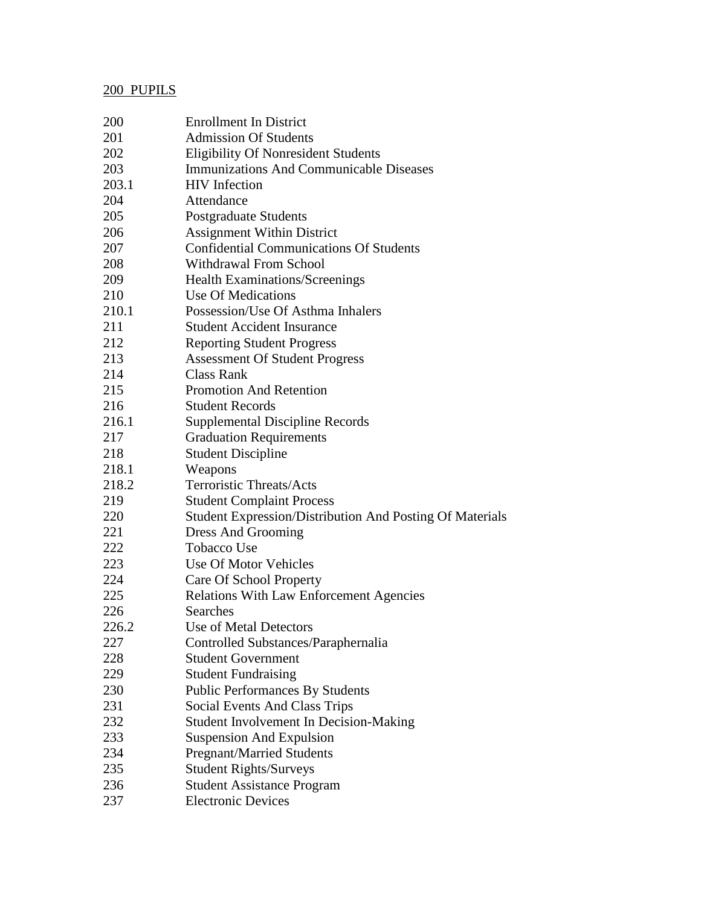200 PUPILS

| | |
|---|---|
| 200 | Enrollment In District |
| 201 | Admission Of Students |
| 202 | Eligibility Of Nonresident Students |
| 203 | Immunizations And Communicable Diseases |
| 203.1 | HIV Infection |
| 204 | Attendance |
| 205 | Postgraduate Students |
| 206 | Assignment Within District |
| 207 | Confidential Communications Of Students |
| 208 | Withdrawal From School |
| 209 | Health Examinations/Screenings |
| 210 | Use Of Medications |
| 210.1 | Possession/Use Of Asthma Inhalers |
| 211 | Student Accident Insurance |
| 212 | Reporting Student Progress |
| 213 | Assessment Of Student Progress |
| 214 | Class Rank |
| 215 | Promotion And Retention |
| 216 | Student Records |
| 216.1 | Supplemental Discipline Records |
| 217 | Graduation Requirements |
| 218 | Student Discipline |
| 218.1 | Weapons |
| 218.2 | Terroristic Threats/Acts |
| 219 | Student Complaint Process |
| 220 | Student Expression/Distribution And Posting Of Materials |
| 221 | Dress And Grooming |
| 222 | Tobacco Use |
| 223 | Use Of Motor Vehicles |
| 224 | Care Of School Property |
| 225 | Relations With Law Enforcement Agencies |
| 226 | Searches |
| 226.2 | Use of Metal Detectors |
| 227 | Controlled Substances/Paraphernalia |
| 228 | Student Government |
| 229 | Student Fundraising |
| 230 | Public Performances By Students |
| 231 | Social Events And Class Trips |
| 232 | Student Involvement In Decision-Making |
| 233 | Suspension And Expulsion |
| 234 | Pregnant/Married Students |
| 235 | Student Rights/Surveys |
| 236 | Student Assistance Program |
| 237 | Electronic Devices |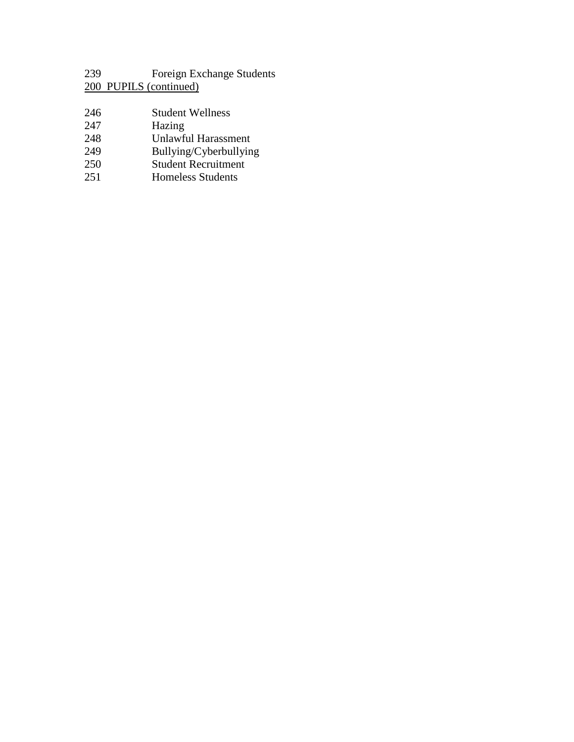239 Foreign Exchange Students

200 PUPILS (continued)

246 Student Wellness
247 Hazing
248 Unlawful Harassment
249 Bullying/Cyberbullying
250 Student Recruitment
251 Homeless Students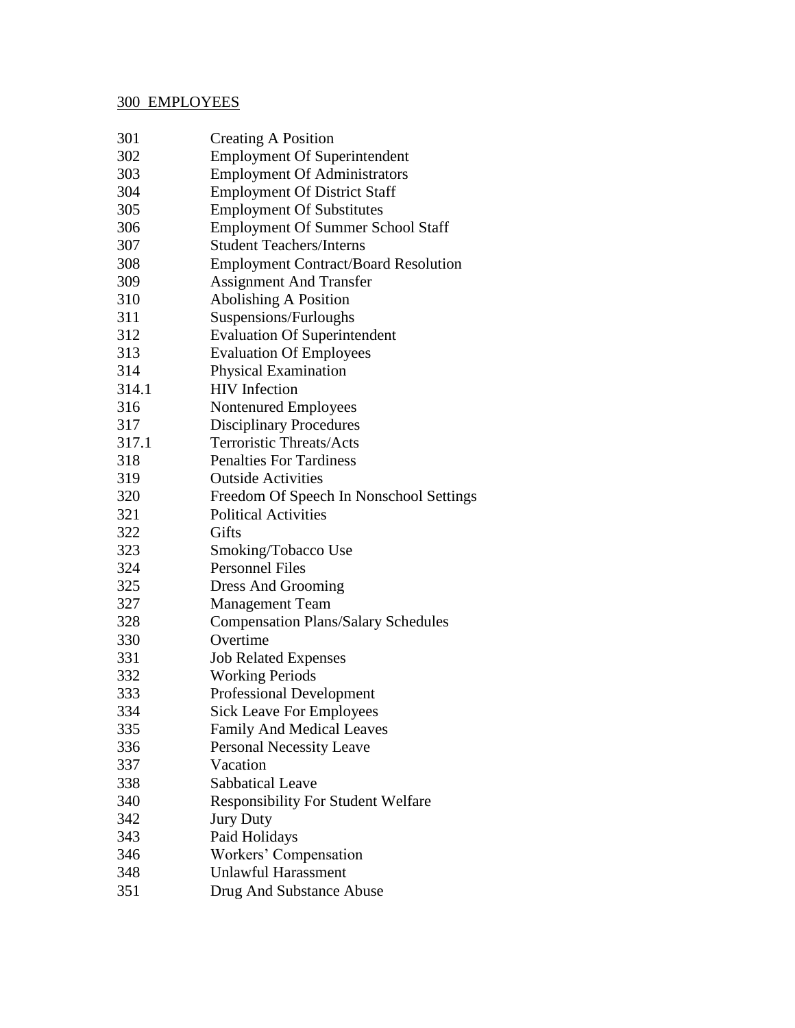## 300 EMPLOYEES

| | |
|---|---|
| 301 | Creating A Position |
| 302 | Employment Of Superintendent |
| 303 | Employment Of Administrators |
| 304 | Employment Of District Staff |
| 305 | Employment Of Substitutes |
| 306 | Employment Of Summer School Staff |
| 307 | Student Teachers/Interns |
| 308 | Employment Contract/Board Resolution |
| 309 | Assignment And Transfer |
| 310 | Abolishing A Position |
| 311 | Suspensions/Furloughs |
| 312 | Evaluation Of Superintendent |
| 313 | Evaluation Of Employees |
| 314 | Physical Examination |
| 314.1 | HIV Infection |
| 316 | Nontenured Employees |
| 317 | Disciplinary Procedures |
| 317.1 | Terroristic Threats/Acts |
| 318 | Penalties For Tardiness |
| 319 | Outside Activities |
| 320 | Freedom Of Speech In Nonschool Settings |
| 321 | Political Activities |
| 322 | Gifts |
| 323 | Smoking/Tobacco Use |
| 324 | Personnel Files |
| 325 | Dress And Grooming |
| 327 | Management Team |
| 328 | Compensation Plans/Salary Schedules |
| 330 | Overtime |
| 331 | Job Related Expenses |
| 332 | Working Periods |
| 333 | Professional Development |
| 334 | Sick Leave For Employees |
| 335 | Family And Medical Leaves |
| 336 | Personal Necessity Leave |
| 337 | Vacation |
| 338 | Sabbatical Leave |
| 340 | Responsibility For Student Welfare |
| 342 | Jury Duty |
| 343 | Paid Holidays |
| 346 | Workers' Compensation |
| 348 | Unlawful Harassment |
| 351 | Drug And Substance Abuse |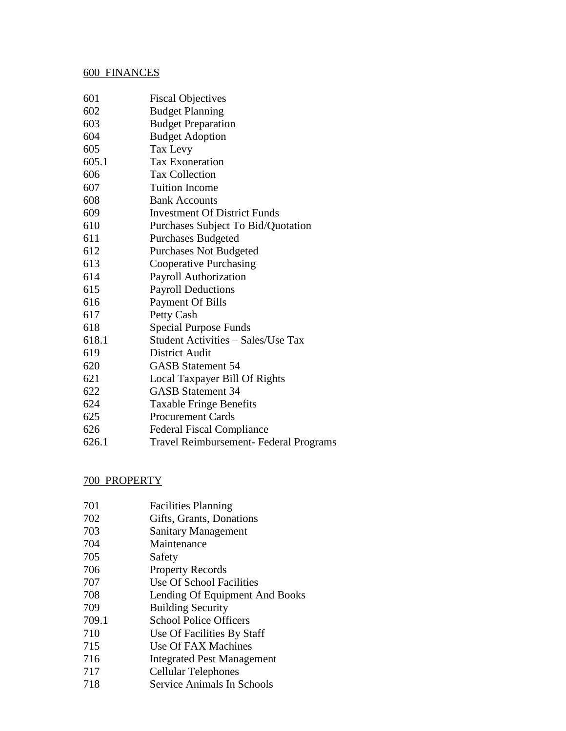## 600 FINANCES

| | |
|---|---|
| 601 | Fiscal Objectives |
| 602 | Budget Planning |
| 603 | Budget Preparation |
| 604 | Budget Adoption |
| 605 | Tax Levy |
| 605.1 | Tax Exoneration |
| 606 | Tax Collection |
| 607 | Tuition Income |
| 608 | Bank Accounts |
| 609 | Investment Of District Funds |
| 610 | Purchases Subject To Bid/Quotation |
| 611 | Purchases Budgeted |
| 612 | Purchases Not Budgeted |
| 613 | Cooperative Purchasing |
| 614 | Payroll Authorization |
| 615 | Payroll Deductions |
| 616 | Payment Of Bills |
| 617 | Petty Cash |
| 618 | Special Purpose Funds |
| 618.1 | Student Activities – Sales/Use Tax |
| 619 | District Audit |
| 620 | GASB Statement 54 |
| 621 | Local Taxpayer Bill Of Rights |
| 622 | GASB Statement 34 |
| 624 | Taxable Fringe Benefits |
| 625 | Procurement Cards |
| 626 | Federal Fiscal Compliance |
| 626.1 | Travel Reimbursement- Federal Programs |

## 700 PROPERTY

| | |
|---|---|
| 701 | Facilities Planning |
| 702 | Gifts, Grants, Donations |
| 703 | Sanitary Management |
| 704 | Maintenance |
| 705 | Safety |
| 706 | Property Records |
| 707 | Use Of School Facilities |
| 708 | Lending Of Equipment And Books |
| 709 | Building Security |
| 709.1 | School Police Officers |
| 710 | Use Of Facilities By Staff |
| 715 | Use Of FAX Machines |
| 716 | Integrated Pest Management |
| 717 | Cellular Telephones |
| 718 | Service Animals In Schools |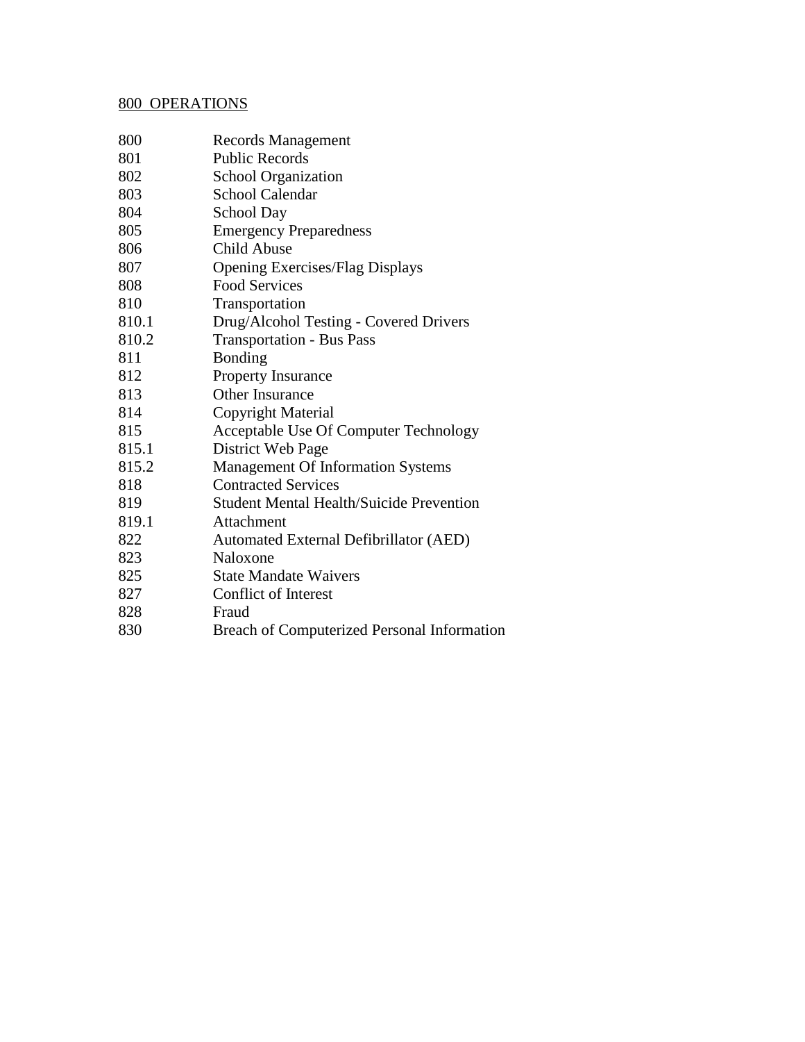## 800 OPERATIONS

| | |
|---|---|
| 800 | Records Management |
| 801 | Public Records |
| 802 | School Organization |
| 803 | School Calendar |
| 804 | School Day |
| 805 | Emergency Preparedness |
| 806 | Child Abuse |
| 807 | Opening Exercises/Flag Displays |
| 808 | Food Services |
| 810 | Transportation |
| 810.1 | Drug/Alcohol Testing - Covered Drivers |
| 810.2 | Transportation - Bus Pass |
| 811 | Bonding |
| 812 | Property Insurance |
| 813 | Other Insurance |
| 814 | Copyright Material |
| 815 | Acceptable Use Of Computer Technology |
| 815.1 | District Web Page |
| 815.2 | Management Of Information Systems |
| 818 | Contracted Services |
| 819 | Student Mental Health/Suicide Prevention |
| 819.1 | Attachment |
| 822 | Automated External Defibrillator (AED) |
| 823 | Naloxone |
| 825 | State Mandate Waivers |
| 827 | Conflict of Interest |
| 828 | Fraud |
| 830 | Breach of Computerized Personal Information |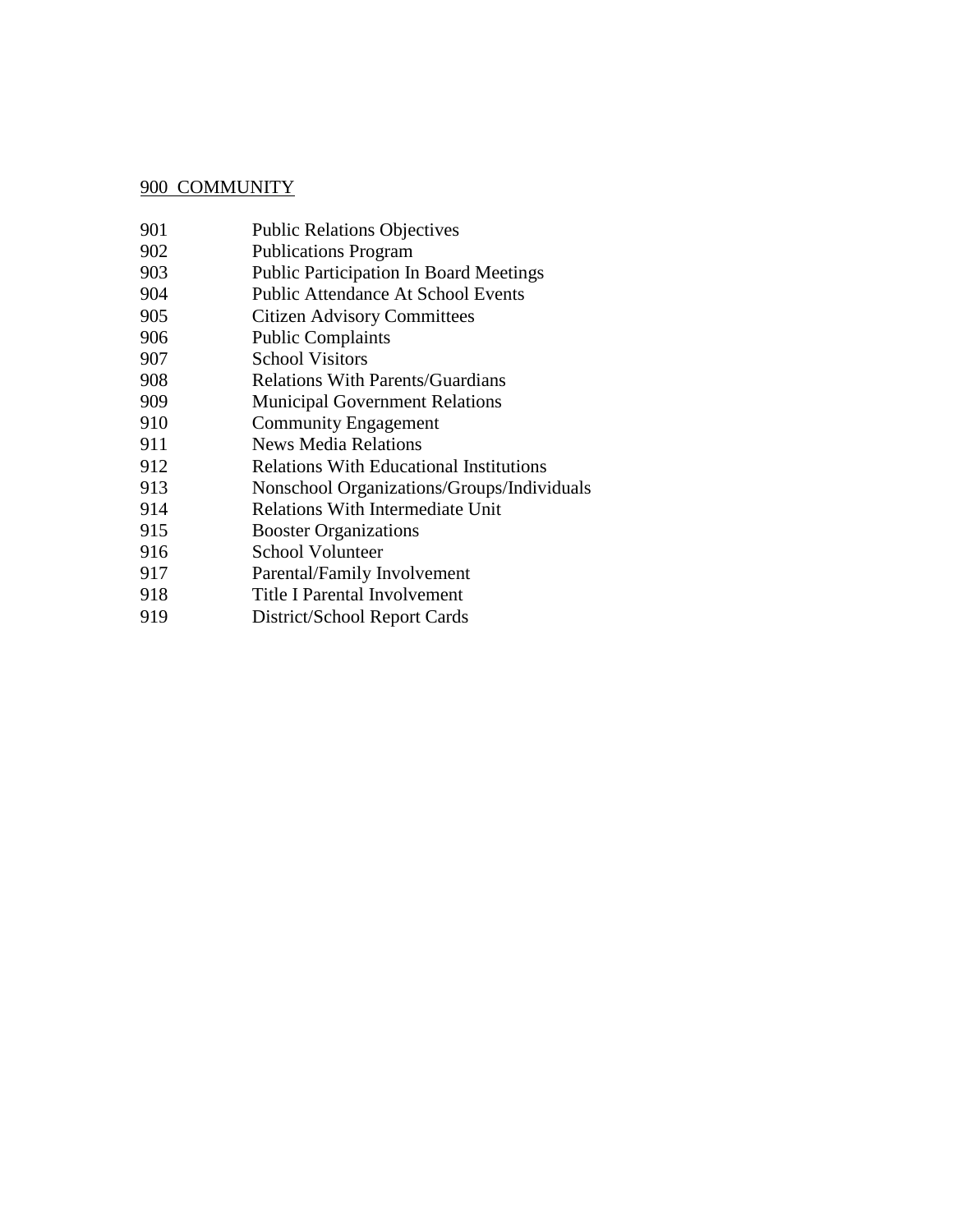## 900 COMMUNITY

| | |
|---|---|
| 901 | Public Relations Objectives |
| 902 | Publications Program |
| 903 | Public Participation In Board Meetings |
| 904 | Public Attendance At School Events |
| 905 | Citizen Advisory Committees |
| 906 | Public Complaints |
| 907 | School Visitors |
| 908 | Relations With Parents/Guardians |
| 909 | Municipal Government Relations |
| 910 | Community Engagement |
| 911 | News Media Relations |
| 912 | Relations With Educational Institutions |
| 913 | Nonschool Organizations/Groups/Individuals |
| 914 | Relations With Intermediate Unit |
| 915 | Booster Organizations |
| 916 | School Volunteer |
| 917 | Parental/Family Involvement |
| 918 | Title I Parental Involvement |
| 919 | District/School Report Cards |